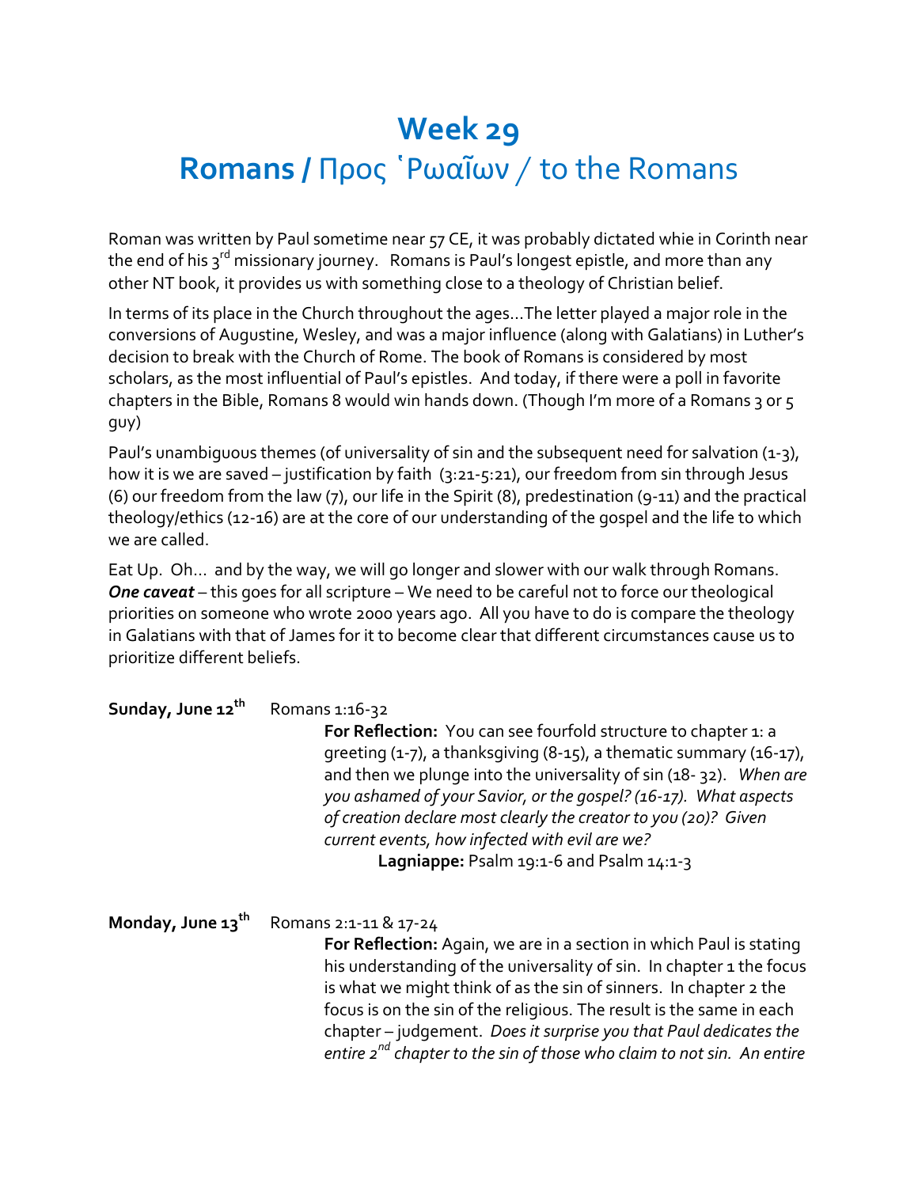# Week 29

## Romans / Προς ῾Ρωαῖων / to the Romans

Roman was written by Paul sometime near 57 CE, it was probably dictated whie in Corinth near the end of his 3rd missionary journey. Romans is Paul's longest epistle, and more than any other NT book, it provides us with something close to a theology of Christian belief.

In terms of its place in the Church throughout the ages…The letter played a major role in the conversions of Augustine, Wesley, and was a major influence (along with Galatians) in Luther's decision to break with the Church of Rome. The book of Romans is considered by most scholars, as the most influential of Paul's epistles. And today, if there were a poll in favorite chapters in the Bible, Romans 8 would win hands down. (Though I'm more of a Romans 3 or 5 guy)

Paul's unambiguous themes (of universality of sin and the subsequent need for salvation (1-3), how it is we are saved – justification by faith (3:21-5:21), our freedom from sin through Jesus (6) our freedom from the law (7), our life in the Spirit (8), predestination (9-11) and the practical theology/ethics (12-16) are at the core of our understanding of the gospel and the life to which we are called.

Eat Up. Oh… and by the way, we will go longer and slower with our walk through Romans. ***One caveat*** – this goes for all scripture – We need to be careful not to force our theological priorities on someone who wrote 2000 years ago. All you have to do is compare the theology in Galatians with that of James for it to become clear that different circumstances cause us to prioritize different beliefs.

**Sunday, June 12th** Romans 1:16-32

**For Reflection:** You can see fourfold structure to chapter 1: a greeting (1-7), a thanksgiving (8-15), a thematic summary (16-17), and then we plunge into the universality of sin (18- 32). *When are you ashamed of your Savior, or the gospel? (16-17). What aspects of creation declare most clearly the creator to you (20)? Given current events, how infected with evil are we?*

**Lagniappe:** Psalm 19:1-6 and Psalm 14:1-3

**Monday, June 13th** Romans 2:1-11 & 17-24

**For Reflection:** Again, we are in a section in which Paul is stating his understanding of the universality of sin. In chapter 1 the focus is what we might think of as the sin of sinners. In chapter 2 the focus is on the sin of the religious. The result is the same in each chapter – judgement. *Does it surprise you that Paul dedicates the entire 2nd chapter to the sin of those who claim to not sin. An entire*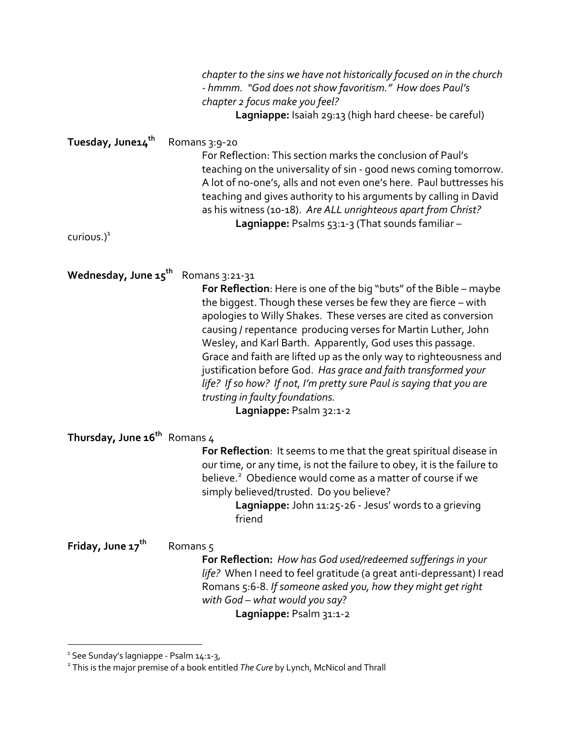*chapter to the sins we have not historically focused on in the church - hmmm. "God does not show favoritism." How does Paul's chapter 2 focus make you feel?*

**Lagniappe:** Isaiah 29:13 (high hard cheese- be careful)

**Tuesday, June14th** Romans 3:9-20

For Reflection: This section marks the conclusion of Paul's teaching on the universality of sin - good news coming tomorrow. A lot of no-one's, alls and not even one's here. Paul buttresses his teaching and gives authority to his arguments by calling in David as his witness (10-18). *Are ALL unrighteous apart from Christ?*

**Lagniappe:** Psalms 53:1-3 (That sounds familiar – curious.)[1]

**Wednesday, June 15th** Romans 3:21-31

**For Reflection**: Here is one of the big "buts" of the Bible – maybe the biggest. Though these verses be few they are fierce – with apologies to Willy Shakes. These verses are cited as conversion causing / repentance producing verses for Martin Luther, John Wesley, and Karl Barth. Apparently, God uses this passage. Grace and faith are lifted up as the only way to righteousness and justification before God. *Has grace and faith transformed your life? If so how? If not, I'm pretty sure Paul is saying that you are trusting in faulty foundations.*

**Lagniappe:** Psalm 32:1-2

**Thursday, June 16th** Romans 4

**For Reflection**: It seems to me that the great spiritual disease in our time, or any time, is not the failure to obey, it is the failure to believe.[2] Obedience would come as a matter of course if we simply believed/trusted. Do you believe?

**Lagniappe:** John 11:25-26 - Jesus' words to a grieving friend

**Friday, June 17th** Romans 5

**For Reflection:** *How has God used/redeemed sufferings in your life?* When I need to feel gratitude (a great anti-depressant) I read Romans 5:6-8. *If someone asked you, how they might get right with God – what would you say?*

**Lagniappe:** Psalm 31:1-2

---

[1] See Sunday's lagniappe - Psalm 14:1-3,

[2] This is the major premise of a book entitled *The Cure* by Lynch, McNicol and Thrall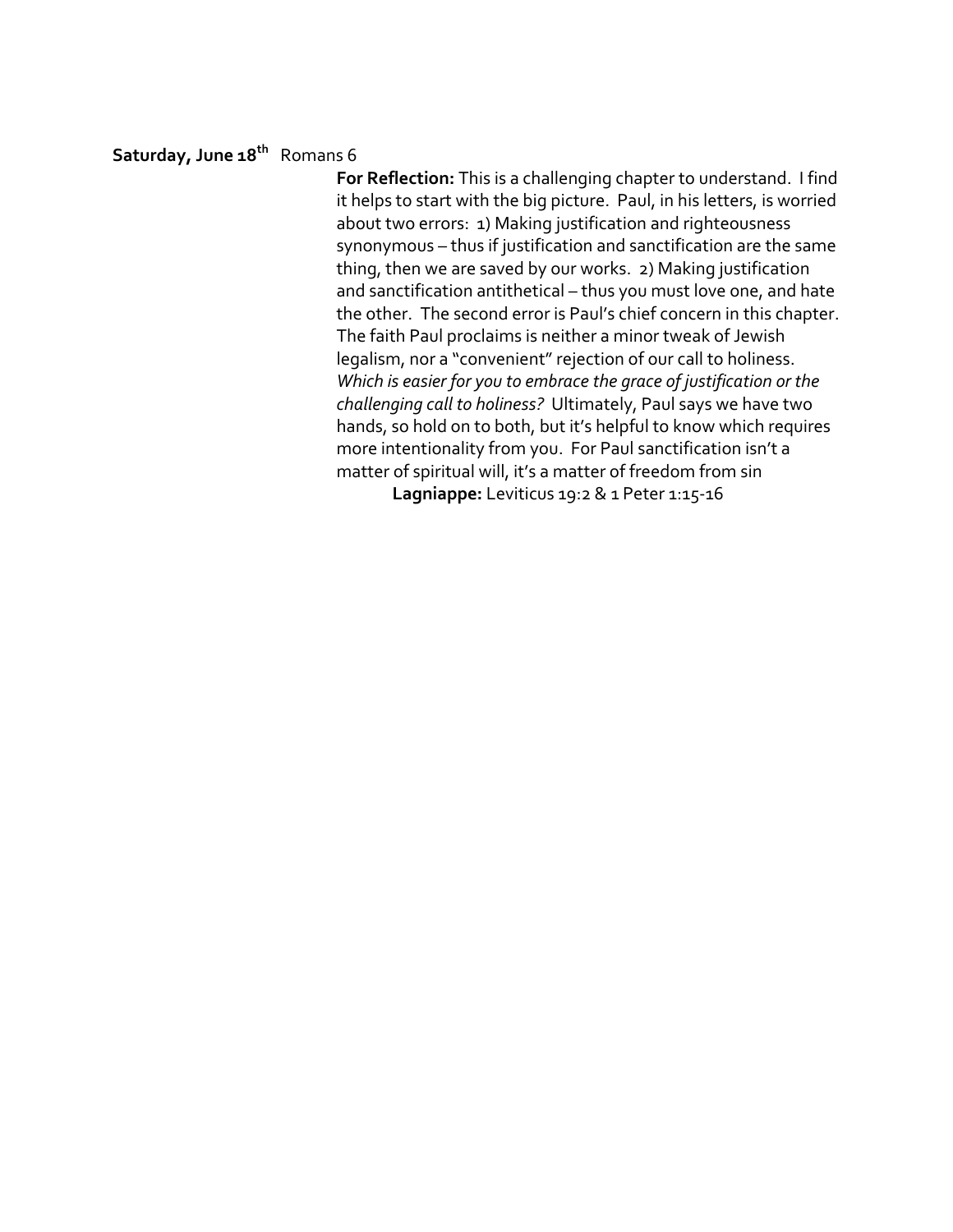**Saturday, June 18th** Romans 6

**For Reflection:** This is a challenging chapter to understand. I find it helps to start with the big picture. Paul, in his letters, is worried about two errors: 1) Making justification and righteousness synonymous – thus if justification and sanctification are the same thing, then we are saved by our works. 2) Making justification and sanctification antithetical – thus you must love one, and hate the other. The second error is Paul's chief concern in this chapter. The faith Paul proclaims is neither a minor tweak of Jewish legalism, nor a "convenient" rejection of our call to holiness. *Which is easier for you to embrace the grace of justification or the challenging call to holiness?* Ultimately, Paul says we have two hands, so hold on to both, but it's helpful to know which requires more intentionality from you. For Paul sanctification isn't a matter of spiritual will, it's a matter of freedom from sin

**Lagniappe:** Leviticus 19:2 & 1 Peter 1:15-16